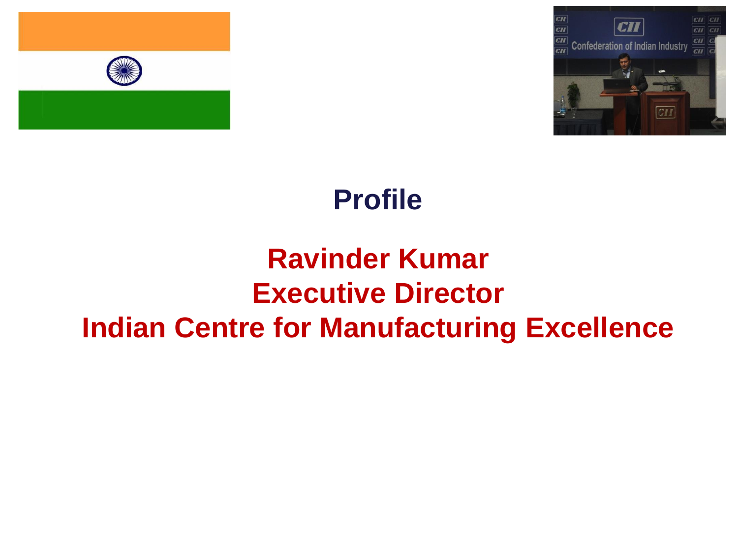# Profile

## Ravinder Kumar
## Executive Director
## Indian Centre for Manufacturing Excellence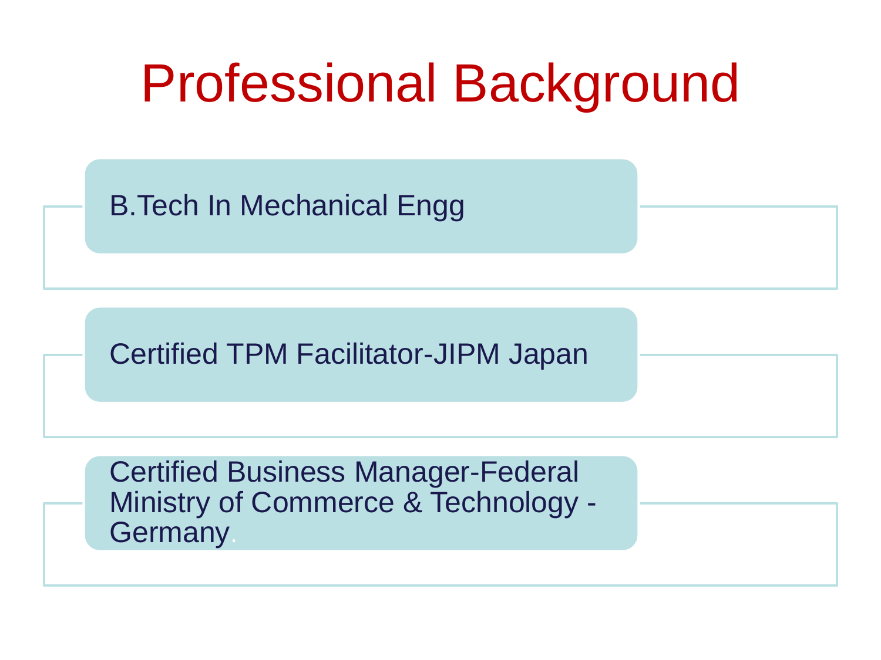# Professional Background

- B.Tech In Mechanical Engg
- Certified TPM Facilitator-JIPM Japan
- Certified Business Manager-Federal Ministry of Commerce & Technology - Germany.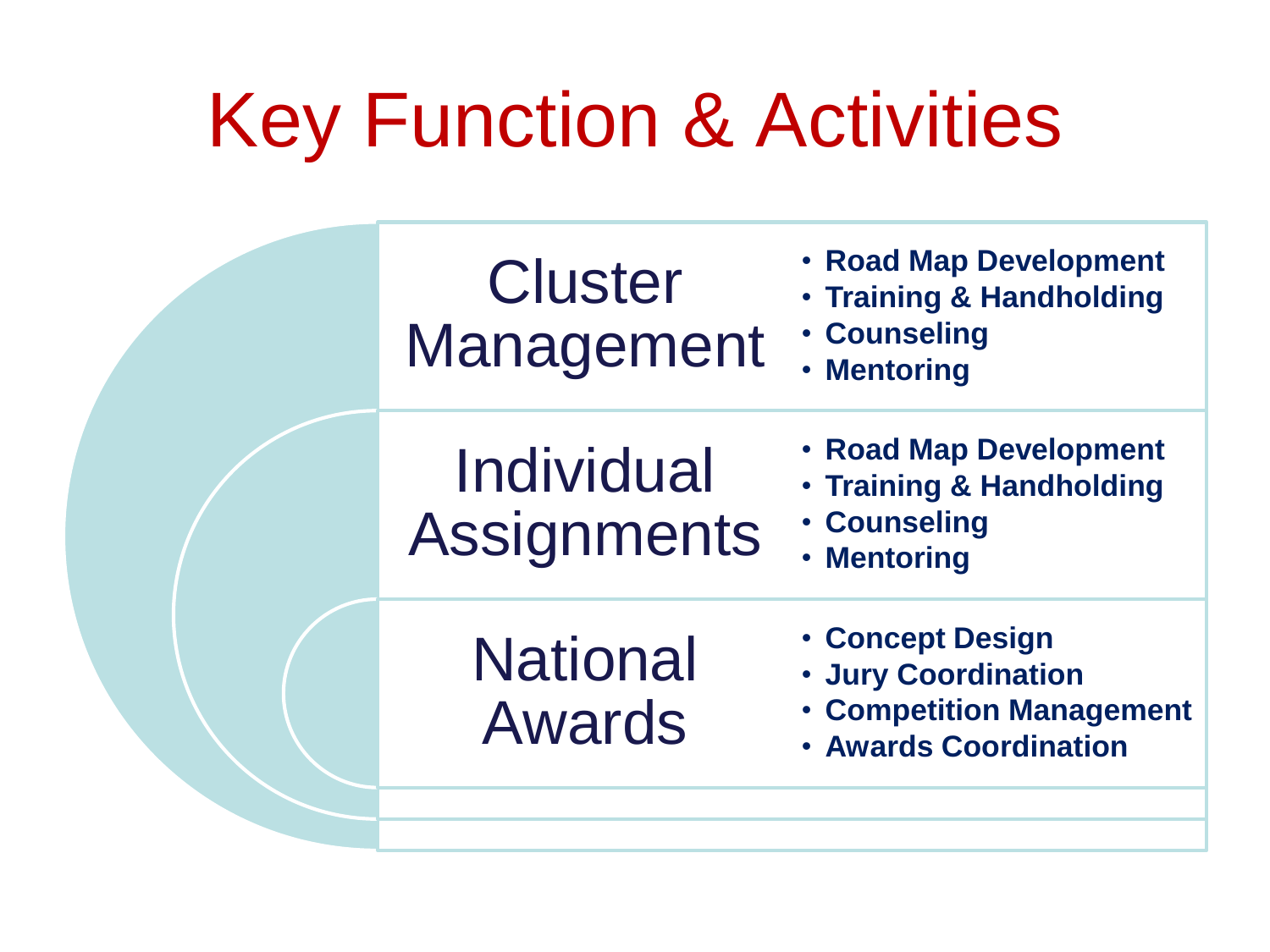# Key Function & Activities

## Cluster Management

- **Road Map Development**
- **Training & Handholding**
- **Counseling**
- **Mentoring**

## Individual Assignments

- **Road Map Development**
- **Training & Handholding**
- **Counseling**
- **Mentoring**

## National Awards

- **Concept Design**
- **Jury Coordination**
- **Competition Management**
- **Awards Coordination**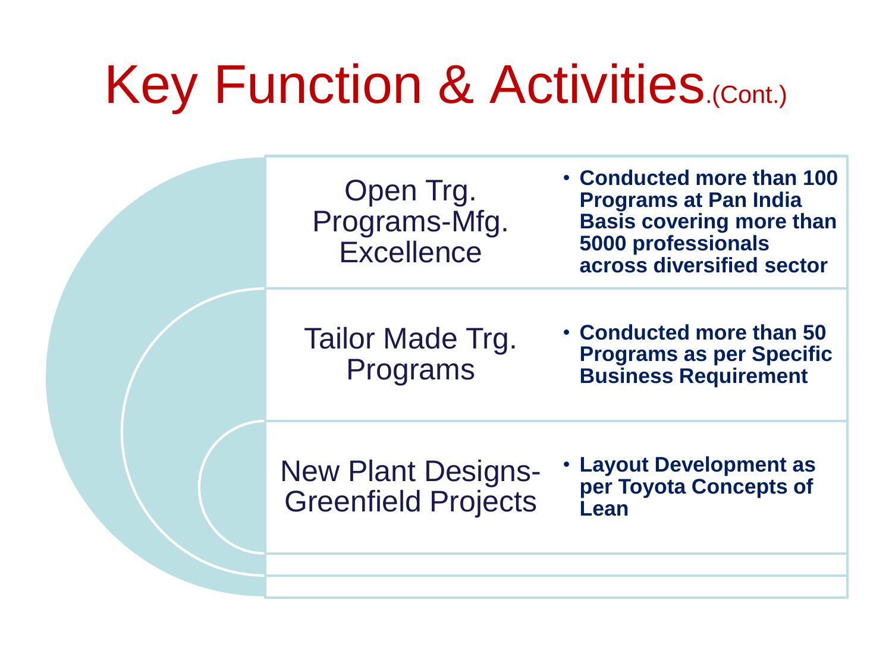# Key Function & Activities.(Cont.)

**Open Trg. Programs-Mfg. Excellence**

- **Conducted more than 100 Programs at Pan India Basis covering more than 5000 professionals across diversified sector**

**Tailor Made Trg. Programs**

- **Conducted more than 50 Programs as per Specific Business Requirement**

**New Plant Designs-Greenfield Projects**

- **Layout Development as per Toyota Concepts of Lean**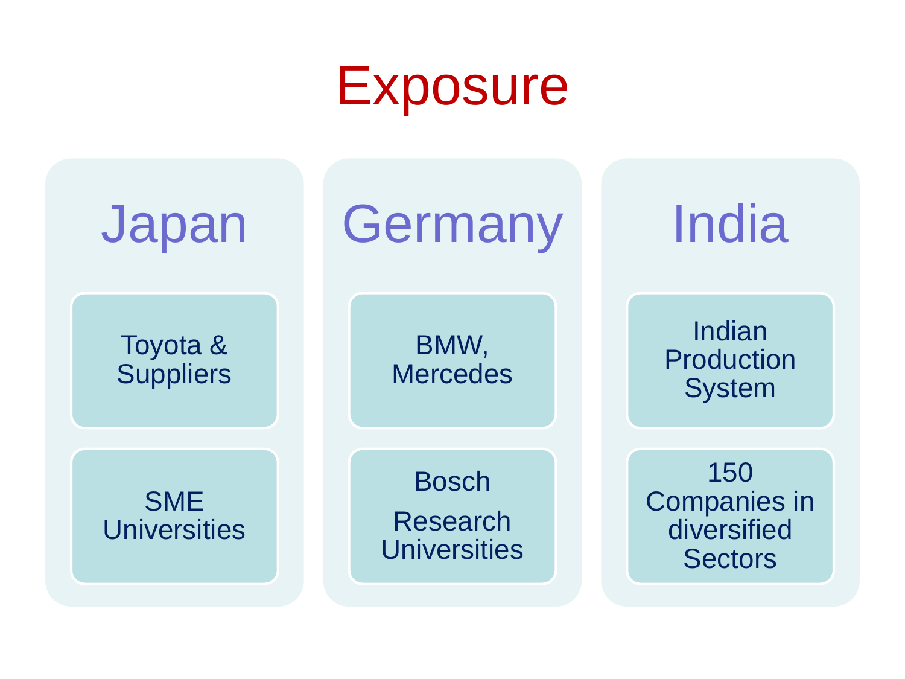# Exposure

## Japan

- Toyota & Suppliers
- SME Universities

## Germany

- BMW, Mercedes
- Bosch

  Research Universities

## India

- Indian Production System
- 150 Companies in diversified Sectors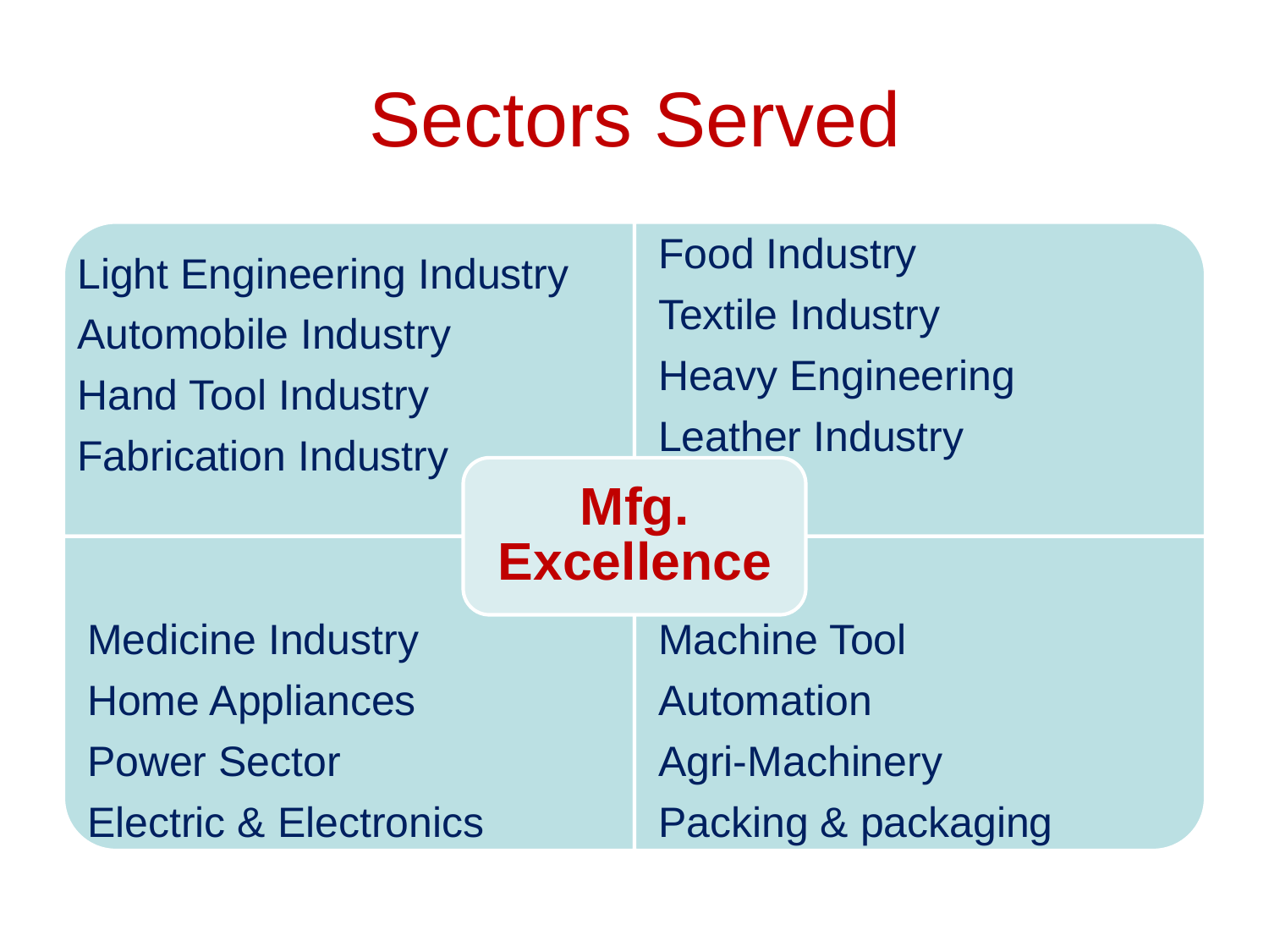# Sectors Served

Light Engineering Industry
Automobile Industry
Hand Tool Industry
Fabrication Industry

Food Industry
Textile Industry
Heavy Engineering
Leather Industry

**Mfg. Excellence**

Medicine Industry
Home Appliances
Power Sector
Electric & Electronics

Machine Tool
Automation
Agri-Machinery
Packing & packaging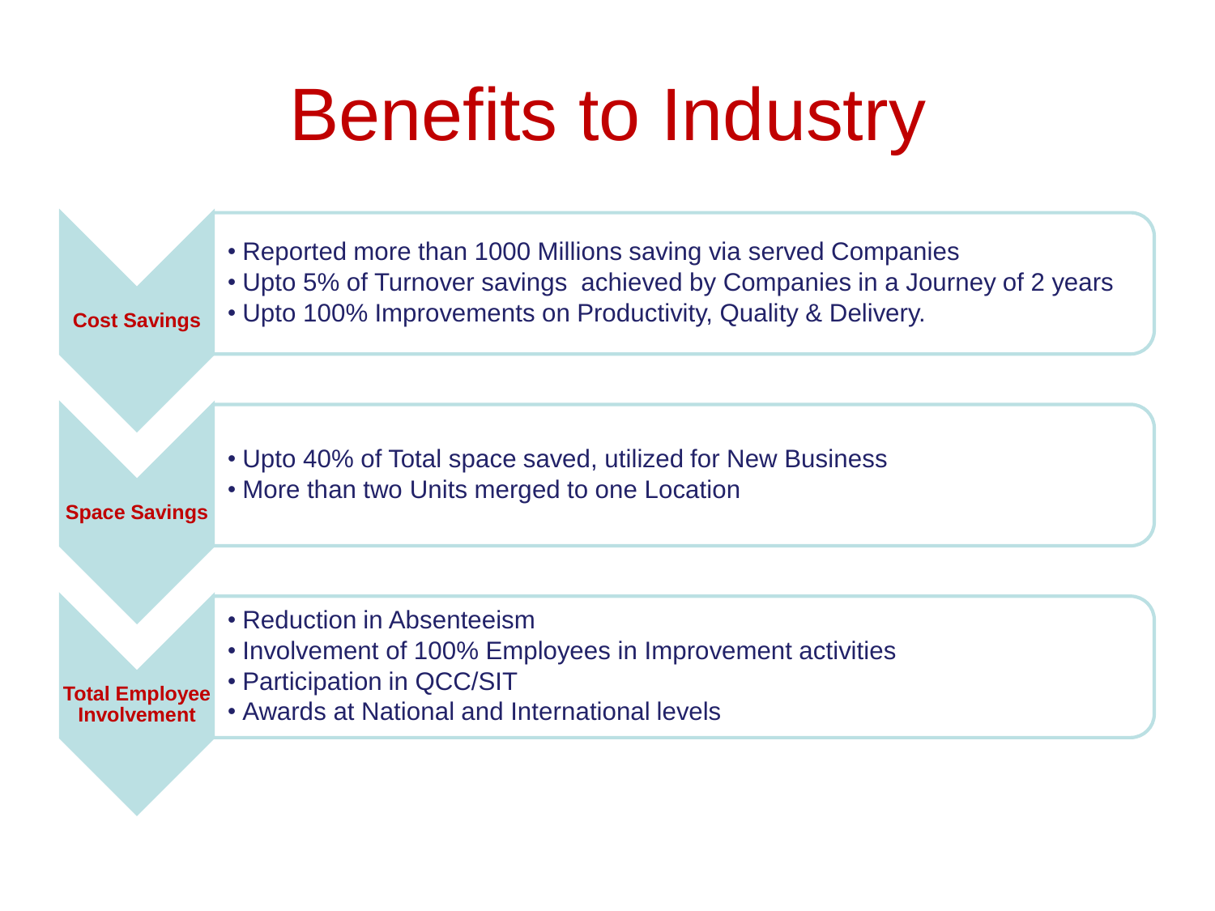# Benefits to Industry

## Cost Savings

- Reported more than 1000 Millions saving via served Companies
- Upto 5% of Turnover savings achieved by Companies in a Journey of 2 years
- Upto 100% Improvements on Productivity, Quality & Delivery.

## Space Savings

- Upto 40% of Total space saved, utilized for New Business
- More than two Units merged to one Location

## Total Employee Involvement

- Reduction in Absenteeism
- Involvement of 100% Employees in Improvement activities
- Participation in QCC/SIT
- Awards at National and International levels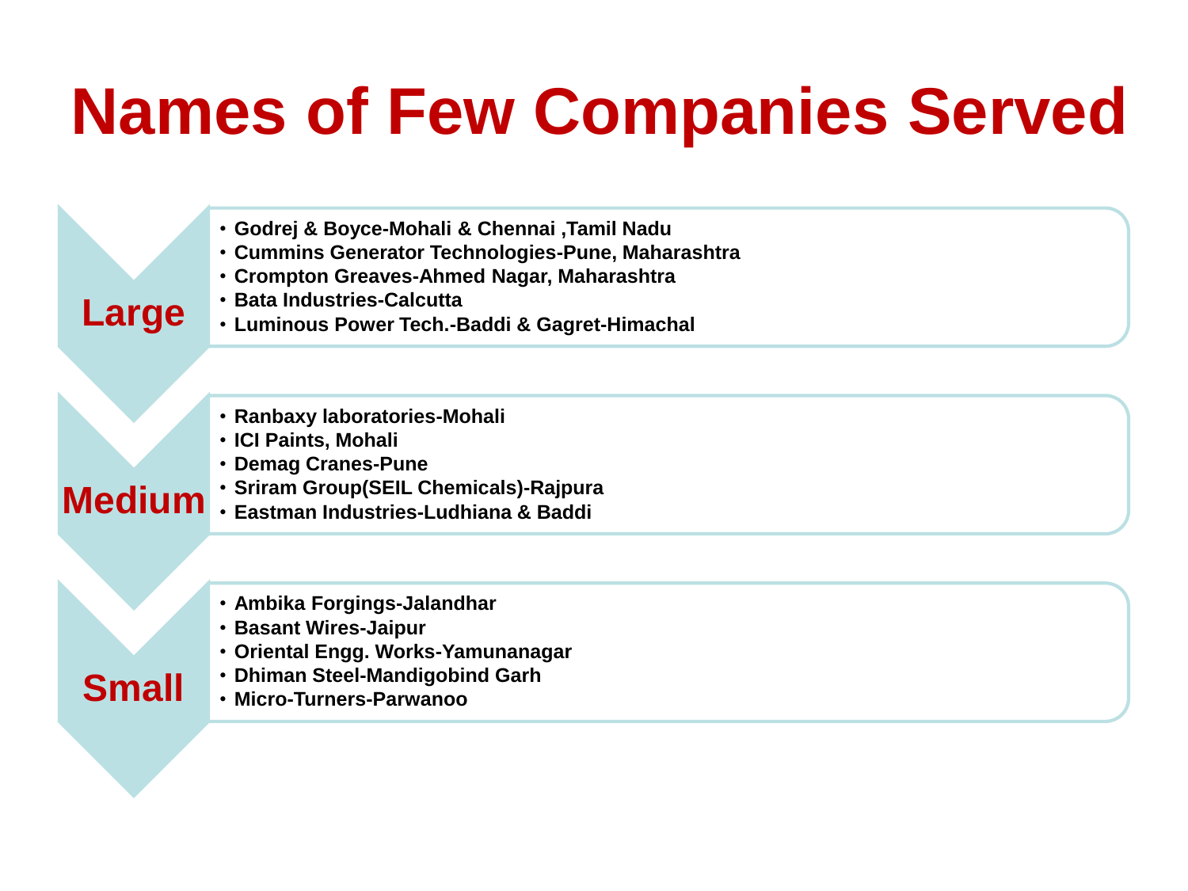# Names of Few Companies Served

## Large

- Godrej & Boyce-Mohali & Chennai ,Tamil Nadu
- Cummins Generator Technologies-Pune, Maharashtra
- Crompton Greaves-Ahmed Nagar, Maharashtra
- Bata Industries-Calcutta
- Luminous Power Tech.-Baddi & Gagret-Himachal

## Medium

- Ranbaxy laboratories-Mohali
- ICI Paints, Mohali
- Demag Cranes-Pune
- Sriram Group(SEIL Chemicals)-Rajpura
- Eastman Industries-Ludhiana & Baddi

## Small

- Ambika Forgings-Jalandhar
- Basant Wires-Jaipur
- Oriental Engg. Works-Yamunanagar
- Dhiman Steel-Mandigobind Garh
- Micro-Turners-Parwanoo